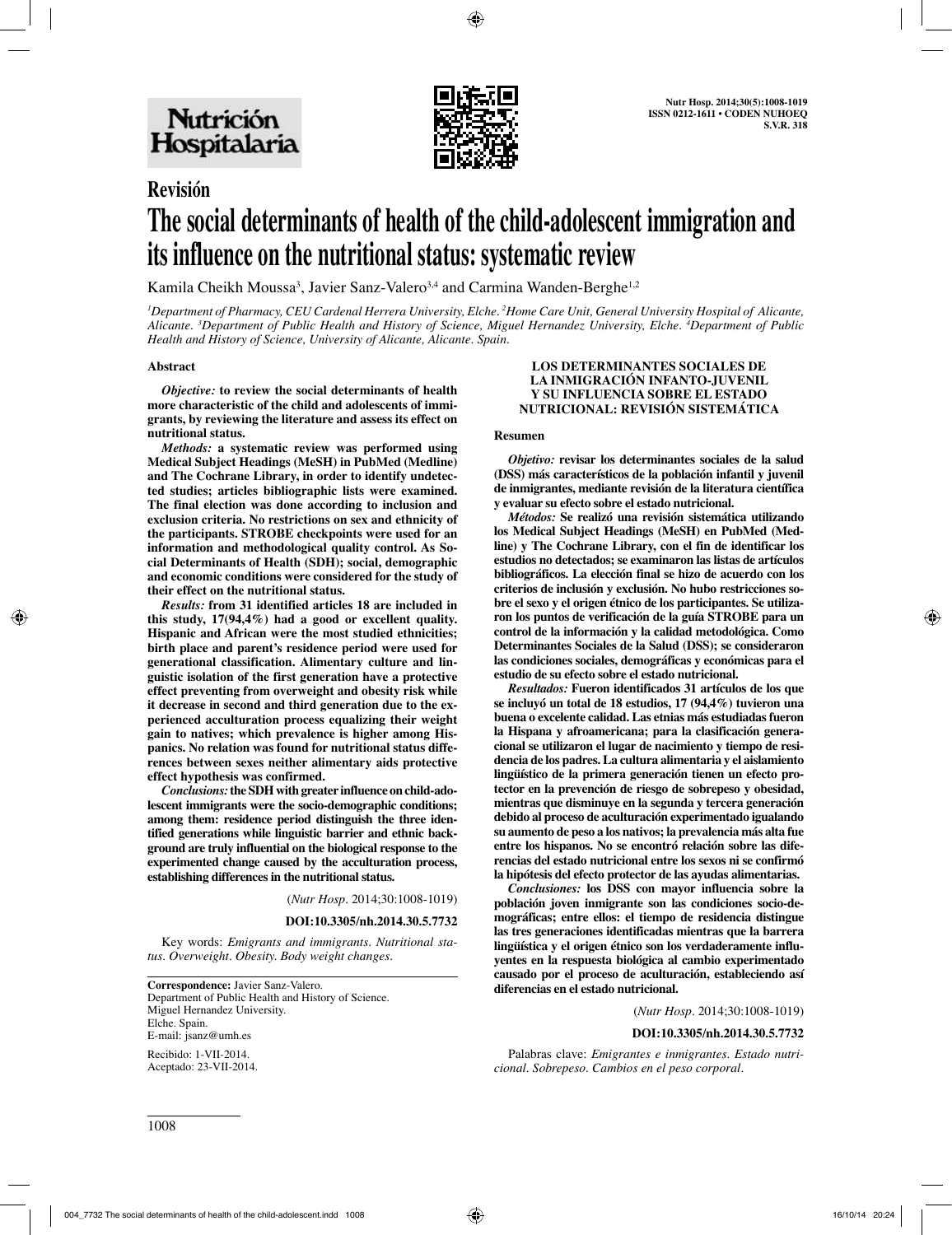## Revisión

# The social determinants of health of the child-adolescent immigration and its influence on the nutritional status: systematic review

Kamila Cheikh Moussa[3], Javier Sanz-Valero[3,4] and Carmina Wanden-Berghe[1,2]

[1]Department of Pharmacy, CEU Cardenal Herrera University, Elche. [2]Home Care Unit, General University Hospital of Alicante, Alicante. [3]Department of Public Health and History of Science, Miguel Hernandez University, Elche. [4]Department of Public Health and History of Science, University of Alicante, Alicante. Spain.

### Abstract

***Objective:*** **to review the social determinants of health more characteristic of the child and adolescents of immigrants, by reviewing the literature and assess its effect on nutritional status.**

***Methods:*** **a systematic review was performed using Medical Subject Headings (MeSH) in PubMed (Medline) and The Cochrane Library, in order to identify undetected studies; articles bibliographic lists were examined. The final election was done according to inclusion and exclusion criteria. No restrictions on sex and ethnicity of the participants. STROBE checkpoints were used for an information and methodological quality control. As Social Determinants of Health (SDH); social, demographic and economic conditions were considered for the study of their effect on the nutritional status.**

***Results:*** **from 31 identified articles 18 are included in this study, 17(94,4%) had a good or excellent quality. Hispanic and African were the most studied ethnicities; birth place and parent's residence period were used for generational classification. Alimentary culture and linguistic isolation of the first generation have a protective effect preventing from overweight and obesity risk while it decrease in second and third generation due to the experienced acculturation process equalizing their weight gain to natives; which prevalence is higher among Hispanics. No relation was found for nutritional status differences between sexes neither alimentary aids protective effect hypothesis was confirmed.**

***Conclusions:*** **the SDH with greater influence on child-adolescent immigrants were the socio-demographic conditions; among them: residence period distinguish the three identified generations while linguistic barrier and ethnic background are truly influential on the biological response to the experimented change caused by the acculturation process, establishing differences in the nutritional status.**

(*Nutr Hosp*. 2014;30:1008-1019)

**DOI:10.3305/nh.2014.30.5.7732**

Key words: *Emigrants and immigrants. Nutritional status. Overweight. Obesity. Body weight changes.*

**Correspondence:** Javier Sanz-Valero.
Department of Public Health and History of Science.
Miguel Hernandez University.
Elche. Spain.
E-mail: jsanz@umh.es

Recibido: 1-VII-2014.
Aceptado: 23-VII-2014.

### LOS DETERMINANTES SOCIALES DE LA INMIGRACIÓN INFANTO-JUVENIL Y SU INFLUENCIA SOBRE EL ESTADO NUTRICIONAL: REVISIÓN SISTEMÁTICA

### Resumen

***Objetivo:*** **revisar los determinantes sociales de la salud (DSS) más característicos de la población infantil y juvenil de inmigrantes, mediante revisión de la literatura científica y evaluar su efecto sobre el estado nutricional.**

***Métodos:*** **Se realizó una revisión sistemática utilizando los Medical Subject Headings (MeSH) en PubMed (Medline) y The Cochrane Library, con el fin de identificar los estudios no detectados; se examinaron las listas de artículos bibliográficos. La elección final se hizo de acuerdo con los criterios de inclusión y exclusión. No hubo restricciones sobre el sexo y el origen étnico de los participantes. Se utilizaron los puntos de verificación de la guía STROBE para un control de la información y la calidad metodológica. Como Determinantes Sociales de la Salud (DSS); se consideraron las condiciones sociales, demográficas y económicas para el estudio de su efecto sobre el estado nutricional.**

***Resultados:*** **Fueron identificados 31 artículos de los que se incluyó un total de 18 estudios, 17 (94,4%) tuvieron una buena o excelente calidad. Las etnias más estudiadas fueron la Hispana y afroamericana; para la clasificación generacional se utilizaron el lugar de nacimiento y tiempo de residencia de los padres. La cultura alimentaria y el aislamiento lingüístico de la primera generación tienen un efecto protector en la prevención de riesgo de sobrepeso y obesidad, mientras que disminuye en la segunda y tercera generación debido al proceso de aculturación experimentado igualando su aumento de peso a los nativos; la prevalencia más alta fue entre los hispanos. No se encontró relación sobre las diferencias del estado nutricional entre los sexos ni se confirmó la hipótesis del efecto protector de las ayudas alimentarias.**

***Conclusiones:*** **los DSS con mayor influencia sobre la población joven inmigrante son las condiciones socio-demográficas; entre ellos: el tiempo de residencia distingue las tres generaciones identificadas mientras que la barrera lingüística y el origen étnico son los verdaderamente influyentes en la respuesta biológica al cambio experimentado causado por el proceso de aculturación, estableciendo así diferencias en el estado nutricional.**

(*Nutr Hosp*. 2014;30:1008-1019)

**DOI:10.3305/nh.2014.30.5.7732**

Palabras clave: *Emigrantes e inmigrantes. Estado nutricional. Sobrepeso. Cambios en el peso corporal.*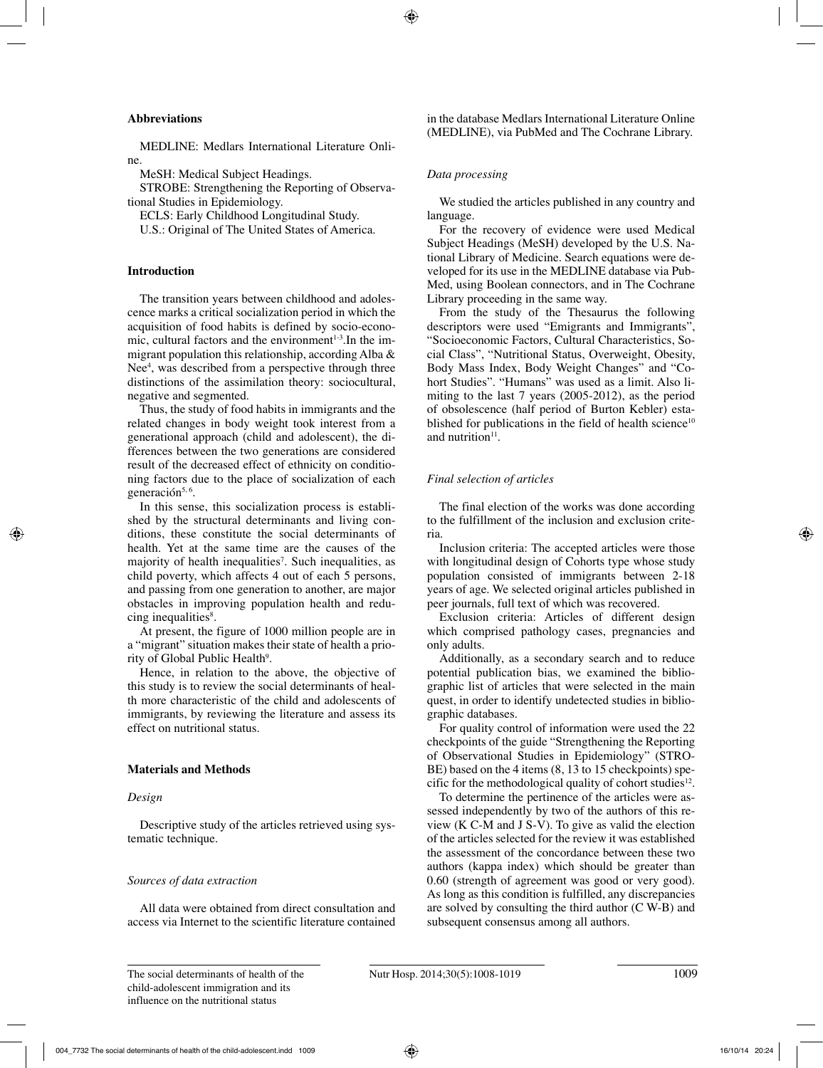### Abbreviations

MEDLINE: Medlars International Literature Online.

MeSH: Medical Subject Headings.

STROBE: Strengthening the Reporting of Observational Studies in Epidemiology.

ECLS: Early Childhood Longitudinal Study.

U.S.: Original of The United States of America.

### Introduction

The transition years between childhood and adolescence marks a critical socialization period in which the acquisition of food habits is defined by socio-economic, cultural factors and the environment[1-3].In the immigrant population this relationship, according Alba & Nee[4], was described from a perspective through three distinctions of the assimilation theory: sociocultural, negative and segmented.

Thus, the study of food habits in immigrants and the related changes in body weight took interest from a generational approach (child and adolescent), the differences between the two generations are considered result of the decreased effect of ethnicity on conditioning factors due to the place of socialization of each generación[5, 6].

In this sense, this socialization process is established by the structural determinants and living conditions, these constitute the social determinants of health. Yet at the same time are the causes of the majority of health inequalities[7]. Such inequalities, as child poverty, which affects 4 out of each 5 persons, and passing from one generation to another, are major obstacles in improving population health and reducing inequalities[8].

At present, the figure of 1000 million people are in a "migrant" situation makes their state of health a priority of Global Public Health[9].

Hence, in relation to the above, the objective of this study is to review the social determinants of health more characteristic of the child and adolescents of immigrants, by reviewing the literature and assess its effect on nutritional status.

### Materials and Methods

*Design*

Descriptive study of the articles retrieved using systematic technique.

*Sources of data extraction*

All data were obtained from direct consultation and access via Internet to the scientific literature contained in the database Medlars International Literature Online (MEDLINE), via PubMed and The Cochrane Library.

*Data processing*

We studied the articles published in any country and language.

For the recovery of evidence were used Medical Subject Headings (MeSH) developed by the U.S. National Library of Medicine. Search equations were developed for its use in the MEDLINE database via PubMed, using Boolean connectors, and in The Cochrane Library proceeding in the same way.

From the study of the Thesaurus the following descriptors were used "Emigrants and Immigrants", "Socioeconomic Factors, Cultural Characteristics, Social Class", "Nutritional Status, Overweight, Obesity, Body Mass Index, Body Weight Changes" and "Cohort Studies". "Humans" was used as a limit. Also limiting to the last 7 years (2005-2012), as the period of obsolescence (half period of Burton Kebler) established for publications in the field of health science[10] and nutrition[11].

*Final selection of articles*

The final election of the works was done according to the fulfillment of the inclusion and exclusion criteria.

Inclusion criteria: The accepted articles were those with longitudinal design of Cohorts type whose study population consisted of immigrants between 2-18 years of age. We selected original articles published in peer journals, full text of which was recovered.

Exclusion criteria: Articles of different design which comprised pathology cases, pregnancies and only adults.

Additionally, as a secondary search and to reduce potential publication bias, we examined the bibliographic list of articles that were selected in the main quest, in order to identify undetected studies in bibliographic databases.

For quality control of information were used the 22 checkpoints of the guide "Strengthening the Reporting of Observational Studies in Epidemiology" (STROBE) based on the 4 items (8, 13 to 15 checkpoints) specific for the methodological quality of cohort studies[12].

To determine the pertinence of the articles were assessed independently by two of the authors of this review (K C-M and J S-V). To give as valid the election of the articles selected for the review it was established the assessment of the concordance between these two authors (kappa index) which should be greater than 0.60 (strength of agreement was good or very good). As long as this condition is fulfilled, any discrepancies are solved by consulting the third author (C W-B) and subsequent consensus among all authors.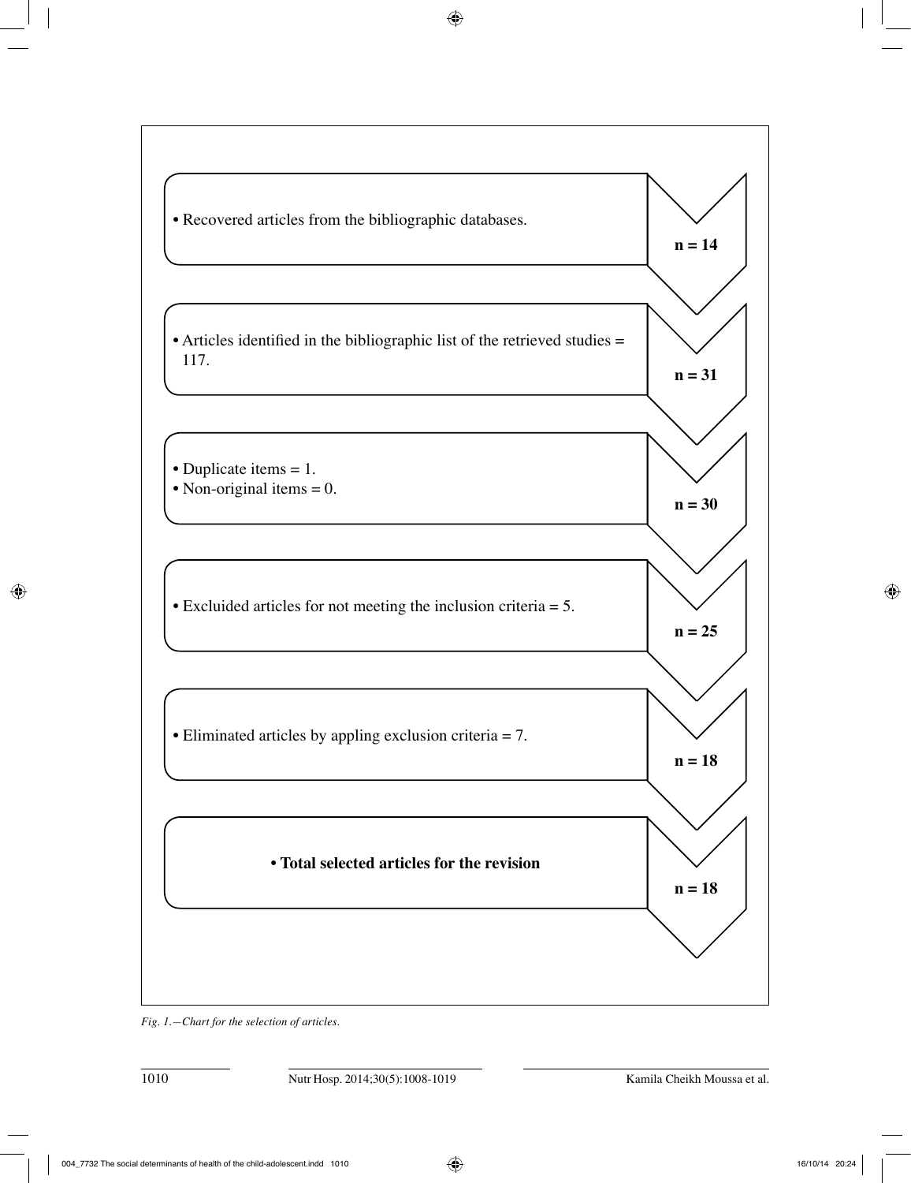- Recovered articles from the bibliographic databases. **n = 14**

- Articles identified in the bibliographic list of the retrieved studies = 117. **n = 31**

- Duplicate items = 1.
- Non-original items = 0. **n = 30**

- Excluided articles for not meeting the inclusion criteria = 5. **n = 25**

- Eliminated articles by appling exclusion criteria = 7. **n = 18**

- **Total selected articles for the revision** **n = 18**

*Fig. 1.—Chart for the selection of articles.*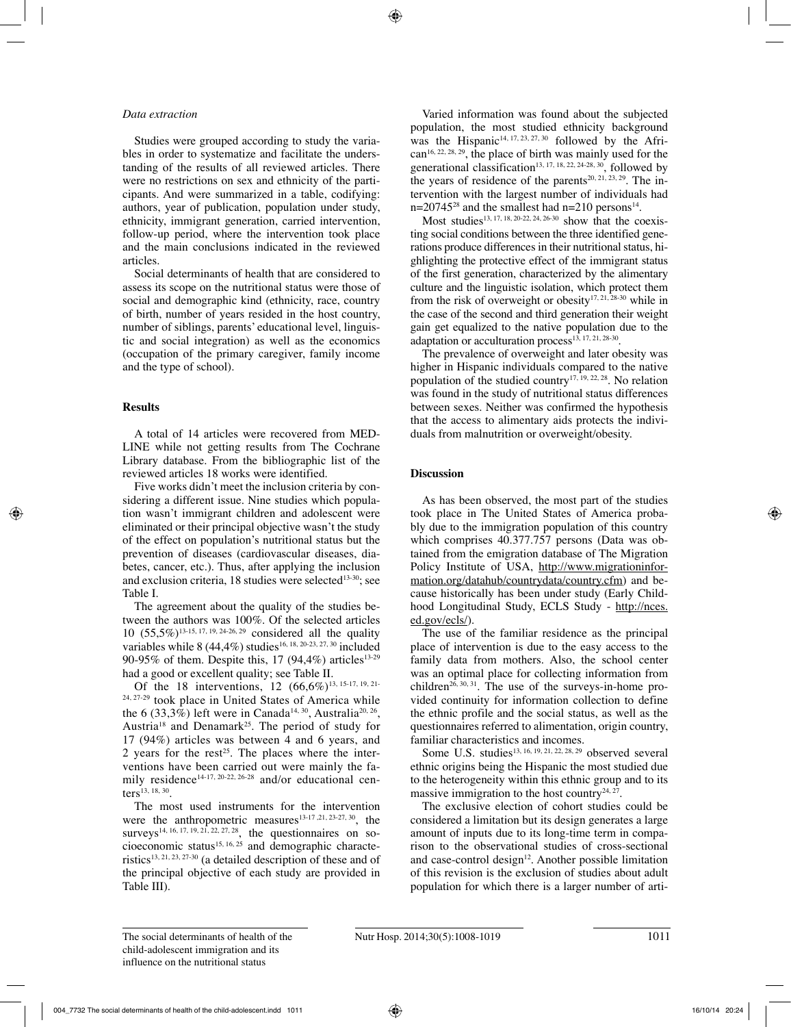*Data extraction*

Studies were grouped according to study the variables in order to systematize and facilitate the understanding of the results of all reviewed articles. There were no restrictions on sex and ethnicity of the participants. And were summarized in a table, codifying: authors, year of publication, population under study, ethnicity, immigrant generation, carried intervention, follow-up period, where the intervention took place and the main conclusions indicated in the reviewed articles.

Social determinants of health that are considered to assess its scope on the nutritional status were those of social and demographic kind (ethnicity, race, country of birth, number of years resided in the host country, number of siblings, parents' educational level, linguistic and social integration) as well as the economics (occupation of the primary caregiver, family income and the type of school).

## Results

A total of 14 articles were recovered from MEDLINE while not getting results from The Cochrane Library database. From the bibliographic list of the reviewed articles 18 works were identified.

Five works didn't meet the inclusion criteria by considering a different issue. Nine studies which population wasn't immigrant children and adolescent were eliminated or their principal objective wasn't the study of the effect on population's nutritional status but the prevention of diseases (cardiovascular diseases, diabetes, cancer, etc.). Thus, after applying the inclusion and exclusion criteria, 18 studies were selected[13-30]; see Table I.

The agreement about the quality of the studies between the authors was 100%. Of the selected articles 10 (55,5%)[13-15, 17, 19, 24-26, 29] considered all the quality variables while 8 (44,4%) studies[16, 18, 20-23, 27, 30] included 90-95% of them. Despite this, 17 (94,4%) articles[13-29] had a good or excellent quality; see Table II.

Of the 18 interventions, 12 (66,6%)[13, 15-17, 19, 21-24, 27-29] took place in United States of America while the 6 (33,3%) left were in Canada[14, 30], Australia[20, 26], Austria[18] and Denamark[25]. The period of study for 17 (94%) articles was between 4 and 6 years, and 2 years for the rest[25]. The places where the interventions have been carried out were mainly the family residence[14-17, 20-22, 26-28] and/or educational centers[13, 18, 30].

The most used instruments for the intervention were the anthropometric measures[13-17 ,21, 23-27, 30], the surveys[14, 16, 17, 19, 21, 22, 27, 28], the questionnaires on socioeconomic status[15, 16, 25] and demographic characteristics[13, 21, 23, 27-30] (a detailed description of these and of the principal objective of each study are provided in Table III).

Varied information was found about the subjected population, the most studied ethnicity background was the Hispanic[14, 17, 23, 27, 30] followed by the African[16, 22, 28, 29], the place of birth was mainly used for the generational classification[13, 17, 18, 22, 24-28, 30], followed by the years of residence of the parents[20, 21, 23, 29]. The intervention with the largest number of individuals had n=20745[28] and the smallest had n=210 persons[14].

Most studies[13, 17, 18, 20-22, 24, 26-30] show that the coexisting social conditions between the three identified generations produce differences in their nutritional status, highlighting the protective effect of the immigrant status of the first generation, characterized by the alimentary culture and the linguistic isolation, which protect them from the risk of overweight or obesity[17, 21, 28-30] while in the case of the second and third generation their weight gain get equalized to the native population due to the adaptation or acculturation process[13, 17, 21, 28-30].

The prevalence of overweight and later obesity was higher in Hispanic individuals compared to the native population of the studied country[17, 19, 22, 28]. No relation was found in the study of nutritional status differences between sexes. Neither was confirmed the hypothesis that the access to alimentary aids protects the individuals from malnutrition or overweight/obesity.

## Discussion

As has been observed, the most part of the studies took place in The United States of America probably due to the immigration population of this country which comprises 40.377.757 persons (Data was obtained from the emigration database of The Migration Policy Institute of USA, http://www.migrationinformation.org/datahub/countrydata/country.cfm) and because historically has been under study (Early Childhood Longitudinal Study, ECLS Study - http://nces.ed.gov/ecls/).

The use of the familiar residence as the principal place of intervention is due to the easy access to the family data from mothers. Also, the school center was an optimal place for collecting information from children[26, 30, 31]. The use of the surveys-in-home provided continuity for information collection to define the ethnic profile and the social status, as well as the questionnaires referred to alimentation, origin country, familiar characteristics and incomes.

Some U.S. studies[13, 16, 19, 21, 22, 28, 29] observed several ethnic origins being the Hispanic the most studied due to the heterogeneity within this ethnic group and to its massive immigration to the host country[24, 27].

The exclusive election of cohort studies could be considered a limitation but its design generates a large amount of inputs due to its long-time term in comparison to the observational studies of cross-sectional and case-control design[12]. Another possible limitation of this revision is the exclusion of studies about adult population for which there is a larger number of arti-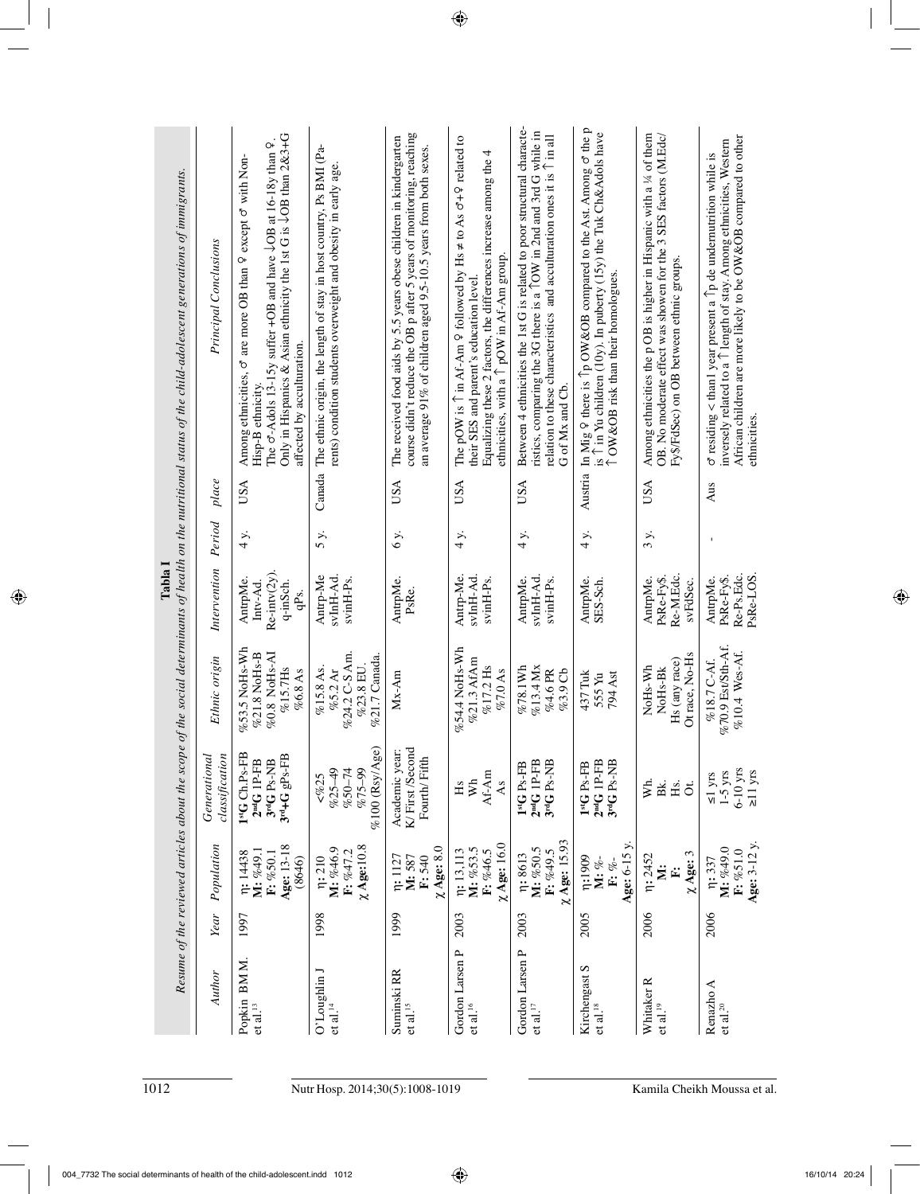**Tabla I**

*Resume of the reviewed articles about the scope of the social determinants of health on the nutritional status of the child-adolescent generations of immigrants.*

| *Author* | *Year* | *Population* | *Generational classification* | *Ethnic origin* | *Intervention* | *Period* | *place* | *Principal Conclusions* |
|---|---|---|---|---|---|---|---|---|
| Popkin BM M. et al.[13] | 1997 | **η**: 14438 **M**: %49.1 **F**: %50.1 **Age**: 13-18 (8646) | **1stG** Ch.Ps-FB **2ndG** 1P-FB **3rdG** Ps-NB **3rd+G** gPs-FB | %53.5 NoHs-Wh %21.8 NoHs-B %0.8 NoHs-AI %15.7Hs %6.8 As | AntrpMe. Intv-Ad. Re-intv(2y). q-inSch. qPs. | 4 y. | USA | Among ethnicities, ♂ are more OB than ♀ except ♂ with Non-Hisp-B ethnicity. The ♂-Adols 13-15y suffer +OB and have ↓OB at 16-18y than ♀. Only in Hispanics & Asian ethnicity the 1st G is ↓OB than 2&3+G affected by acculturation. |
| O'Loughlin J et al.[14] | 1998 | **η**: 210 **M**: %46.9 **F**: %47.2 **χ Age**:10.8 | <%25 %25–49 %50–74 %75–99 %100 (Rsy/Age) | %15.8 As. %5.2 Ar %24.2 C-S Am. %23.8 EU. %21.7 Canada. | Antrp-Me svInH-Ad. svinH-Ps. | 5 y. | Canada | The ethnic origin, the length of stay in host country, Ps BMI (Parents) condition students overweight and obesity in early age. |
| Suminski RR et al.[15] | 1999 | **η**: 1127 **M**: 587 **F**: 540 **χ Age**: 8.0 | Academic year: K/ First /Second Fourth/ Fifth | Mx-Am | AntrpMe. PsRe. | 6 y. | USA | The received food aids by 5.5 years obese children in kindergarten course didn't reduce the OB p after 5 years of monitoring, reaching an average 91% of children aged 9.5-10.5 years from both sexes. |
| Gordon Larsen P et al.[16] | 2003 | **η**: 13.113 **M**: %53.5 **F**: %46.5 **χ Age**: 16.0 | Hs Wh Af-Am As | %54.4 NoHs-Wh %21.3 AfAm %17.2 Hs %7.0 As | Antrp-Me. svInH-Ad. svinH-Ps. | 4 y. | USA | The pOW is ↑ in Af-Am ♀ followed by Hs ≠ to As ♂+♀ related to their SES and parent's education level. Equalizing these 2 factors, the differences increase among the 4 ethnicities, with a ↑ pOW in Af-Am group. |
| Gordon Larsen P et al.[17] | 2003 | **η**: 8613 **M**: %50.5 **F**: %49.5 **χ Age**: 15.93 | **1stG** Ps-FB **2ndG** 1P-FB **3rdG** Ps-NB | %78.1Wh %13.4 Mx %4.6 PR %3.9 Cb | AntrpMe. svInH-Ad. svinH-Ps. | 4 y. | USA | Between 4 ethnicities the 1st G is related to poor structural characteristics, comparing the 3G there is a ↑OW in 2nd and 3rd G while in relation to these characteristics and acculturation ones it is ↑ in all G of Mx and Cb. |
| Kirchengast S et al.[18] | 2005 | **η**:1909 **M**: %- **F**: %- **Age**: 6-15 y. | **1stG** Ps-FB **2ndG** 1P-FB **3rdG** Ps-NB | 437 Tuk 555 Yu 794 Ast | AntrpMe. SES-Sch. | 4 y. | Austria | In Mig ♀ there is ↑p OW&OB compared to the Ast. Among ♂ the p is ↑ in Yu children (10y). In puberty (15y) the Tuk Ch&Adols have ↑OW&OB risk than their homologues. |
| Whitaker R et al.[19] | 2006 | **η**: 2452 **M**: **F**: **χ Age**: 3 | Wh. Bk. Hs. Ot. | NoHs-Wh NoHs-Bk Hs (any race) Ot race, No-Hs | AntrpMe. PsRe-Fy$. Re-M.Edc. svFdSec. | 3 y. | USA | Among ethnicities the p OB is higher in Hispanic with a ¼ of them OB. No moderate effect was showen for the 3 SES factors (M.Edc/ Fy$/FdSec) on OB between ethnic groups. |
| Renazho A et al.[20] | 2006 | **η**: 337 **M**: %49.0 **F**: %51.0 **Age**: 3-12 y. | ≤1 yrs 1-5 yrs 6-10 yrs ≥11 yrs | %18.7 C-Af. %70.9 Est/Sth-Af. %10.4 Wes-Af. | AntrpMe. PsRe-Fy$. Re-Ps.Edc. PsRe-LOS. | - | Aus | ♂ residing < than1 year present a ↑p de undernutrition while is inversely related to a ↑ length of stay. Among ethnicities, Western African children are more likely to be OW&OB compared to other ethnicities. |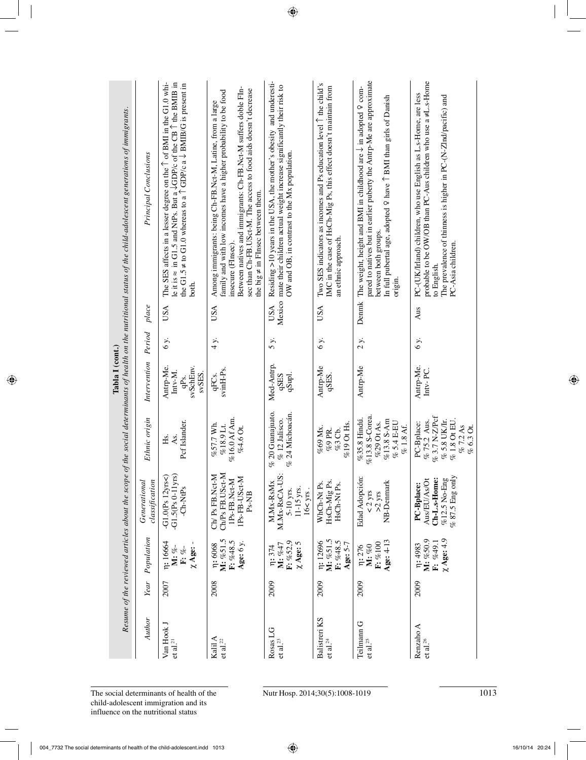**Tabla I (cont.)**

*Resume of the reviewed articles about the scope of the social determinants of health on the nutritional status of the child-adolescent generations of immigrants.*

| *Author* | *Year* | *Population* | *Generational classification* | *Ethnic origin* | *Intervention* | *Period* | *place* | *Principal Conclusions* |
|---|---|---|---|---|---|---|---|---|
| Van Hook J et al.[21] | 2007 | η: 16664 **M:** %- **F:** %- **χ Age:** - | -G1.0(Ps 12yrs<) -G1.5(Ps 0-11yrs) -Ch-NtPs | Hs. As. Pcf Islander. | Antrp-Me. Intv-M. qPs. svSchEnv. svSES. | 6 y. | USA | The SES affects in a lesser degree on the ↑ of BMI in the G1.0 while it is ≈ in G1.5 and NtPs. But a ↓GDP/c of the CB ↑ the BMIB in the G1.5 ≠ to G1.0 whereas to a ↑ GDP/c a ↓ BMIB/G is present in both. |
| Kalil A et al.[22] | 2008 | η: 6068 **M:** %51.5 **F:** %48.5 **Age:** 6 y. | Ch/ Ps FB.Nct-M Ch/Ps FB.USct-M 1Ps-FB.Nct-M 1Ps-FB-USct-M Ps-NB | %57.7 Wh. %18.9 Lt. %16.0 Af Am. %4.6 Ot. | qFCs. svinH-Ps. | 4 y. | USA | Among immigrants: being Ch-FB.Nct-M, Latine, from a large family and with low incomes have a higher probability to be food insecure (FInsec). Between natives and immigrants: Ch-FB.Nct-M suffers doble FInsec than Ch-FB.USct-M. The access to food aids doesn't decrease the big ≠ in FInsec between them. |
| Rosas LG et al.[23] | 2009 | η: 374 **M:** %47 **F:** %52.9 **χ Age:** 5 | M.Mx-RsMx M.Mx-RsCA-US: 5-10 yrs. 11-15 yrs. 16< yrs . | % 20 Guanajuato. % 12 Jalisco. % 24 Michoacán. | Med-Antrp. qSES qSupl. | 5 y. | USA Mexico | Residing >10 years in the USA, the mother's obesity and underestimate their children actual weight increase significantly their risk to OW and OB, in contrast to the Mx population. |
| Balistreri KS et al.[24] | 2009 | η: 12696 **M:** %51.5 **F:** %48.5 **Age:** 5-7 | WhCh-Nt Ps. HsCh-Mig Ps. HsCh-Nt Ps. | %69 Mx. %9 PR. %3 Cb. %19 Ot Hs. | Antrp-Me qSES. | 6 y. | USA | Two SES indicators as incomes and Ps education level ↑ the child's IMC in the case of HsCh-Mig Ps, this effect doesn't maintain from an ethnic approach. |
| Teilmann G et al.[25] | 2009 | η: 276 **M:** %0 **F:** %100 **Age:** 4-13 | Edad Adopción: < 2 yrs >2 yrs NB-Denmark | %35.8 Hindú. %13.8 S-Corea. %29 Ot As. %13.8 S-Am % 5.4 E-EU % 1.8 Af. | Antrp-Me | 2 y. | Denmk | The weight, height and BMI in childhood are ↓ in adopted ♀ compared to natives but in earlier puberty the Antrp-Me are approximate between both groups. In full pubertal age, adopted ♀ have ↑ BMI than girls of Danish origin. |
| Renzaho A et al.[26] | 2009 | η: 4983 **M:** %50.9 **F:** %49.1 **χ Age:** 4.9 | **PC-Bplace:** Aus/EU/As/Ot **Ch-L.s-Home:** %12.5 No-Eng % 87.5 Eng only | PC-Bplace: % 75.2 Aus. % 3.7 N-Z/Pcf % 5.8 UK/Ir. % 1.8 Ot EU. % 7.2 As % 6.3 Ot. | Antrp-Me. Intv- PC. | 6 y. | Aus | PC-(UK/Irland) children, who use English as L.s-Home, are less probable to be OW/OB than PC-Aus children who use a ≠L.s-Home to English. The prevalence of thinness is higher in PC-(N-Zlnd/pacific) and PC-Asia children. |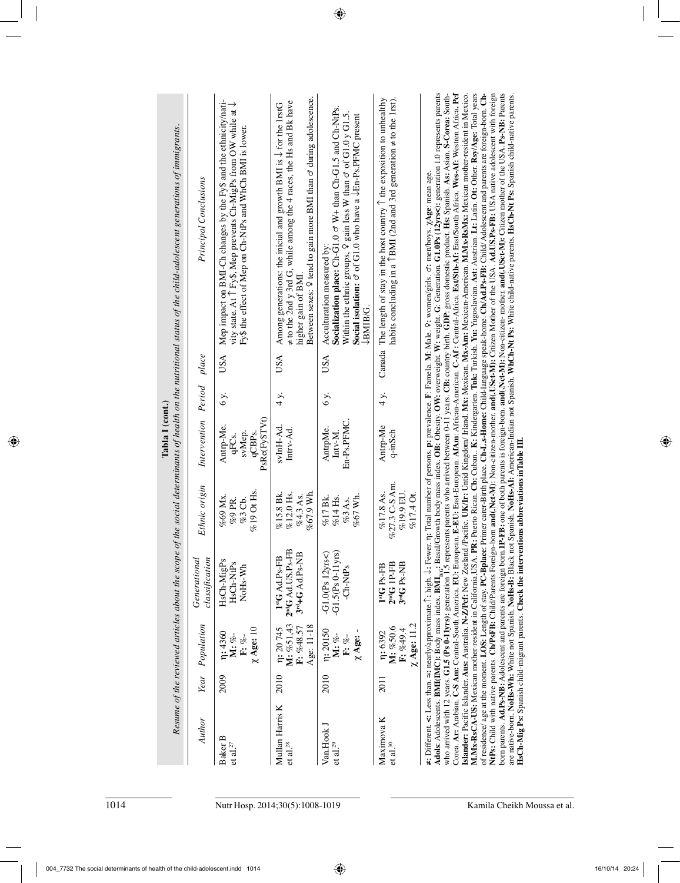**Tabla I (cont.)**

*Resume of the reviewed articles about the scope of the social determinants of health on the nutritional status of the child-adolescent generations of immigrants.*

| *Author* | *Year* | *Population* | *Generational classification* | *Ethnic origin* | *Intervention* | *Period* | *place* | *Principal Conclusions* |
|---|---|---|---|---|---|---|---|---|
| Baker B et al.[27] | 2009 | η: 4360 **M:** %- **F:** %- **χ Age:** 10 | HsCh-MigPs HsCh-NtPs NoHs-Wh | %69 Mx. %9 PR. %3 Cb. %19 Ot Hs. | Antrp-Me. qFCs. svMep. qCBPs. PsRe(Fy$TVt) | 6 y. | USA | Mep impact on BMI-Ch changes by the Fy$ and the ethnicity/nativity state. At ↑ Fy$, Mep prevents Ch-MigPs from OW while at ↓ Fy$ the effect of Mep on Ch-NtPs and WhCh BMI is lower. |
| Mullan Harris K et al.[28] | 2010 | η: 20 745 **M:** %51,43 **F:** %48,57 Age: 11-18 | **1stG** Ad.Ps-FB **2ndG** Ad.US.Ps-FB **3rd+G** Ad.Ps-NB | %15.8 Bk. %12.0 Hs. %4.3 As. %67.9 Wh. | svInH-Ad. Intrv-Ad. | 4 y. | USA | Among generations: the inicial and growth BMI is ↓ for the 1rstG ≠ to the 2nd y 3rd G, while among the 4 races, the Hs and Bk have higher gain of BMI. Between sexes: ♀ tend to gain more BMI than ♂ during adolescence. |
| Van Hook J et al.[29] | 2010 | η: 20150 **M:** %- **F:** %- **χ Age:** - | -G1.0(Ps 12yrs<) -G1.5(Ps 0-11yrs) -Ch-NtPs | %17 Bk. %14 Hs. %3 As. %67 Wh. | AntrpMe. Intv-M. En-Ps.PFMC. | 6 y. | USA | Acculturation measured by: **Socialization place:** Ch-G1.0 ♂ W+ than Ch-G1.5 and Ch-NtPs. Within the ethnic groups, ♀ gain less W than ♂ of G1.0 y G1.5. **Social isolation:** ♂ of G1.0 who have a ↓En-Ps.PFMC present ↓BMIB/G. |
| Maximova K et al.[30] | 2011 | η: 6392 **M:** %50.6 **F:** %49.4 **χ Age:** 11.2 | **1stG** Ps-FB **2ndG** 1P-FB **3rdG** Ps-NB | %17.8 As. %27.3 C-S Am. %19.9 EU. %17.4 Ot. | Antrp-Me q-inSch | 4 y. | Canada | The length of stay in the host country ↑ the exposition to unhealthy habits concluding in a ↑BMI (2nd and 3rd generation ≠ to the 1rst). |

**≠:** Different. **<:** Less than. **≈:** nearly/approximate. **↑:** high. **↓:** Fewer. **η:** Total number of persons. **p:** prevalence. **F:** Famela. **M:** Male. **♀:** women/girls. **♂:** men/boys. **χAge:** mean age.
**Adols:** Adolescents. **BMI(IMC):** Body mass index. **BMI$_{BG}$:** Basal/Growth body mass index. **OB:** Obesity. **OW:** overweight. **W:** weight. **G:** Generation. **G1.0Ps (12yrs<):** generation 1.0 represents parents who arrived with 12 years. **G1.5 (Ps 0-11yrs):** generation 1.5 represents parents who arrived between 0-11 years. **CB:** country birth. **GDP:** gross domestic product. **Hs:** Spanish. **As:** Asian. **S-Corea:** South-Corea. **Ar:** Arabian. **C-S Am:** Central-South America. **EU:** European. **E-EU:** East-European. **AfAm:** African-American. **C-Af :** Central-Africa. **Est/Sth-Af:** East/South Africa. **Wes-Af:** Westren Africa. **Pcf Islander:** Pacific Islander. **Aus:** Australia. **N-Z/Pcf:** New Zeeland /Pacific. **UK/Ir:** Untd Kingdom/ Irland. **Mx:** Mexican. **Mx-Am:** Mexican-American. **M.Mx-RsMx:** Mexican mother-resident in Mexico. **M.Mx-RsCA-US:** Mexican mother-resident in California,USA. **PR:** Puerto Rican. **Cb:** Cuban.. **K:** Kindergarten. **Tuk:** Turkish. **Yu:** Yugoslavian. **Ast:** Austrian. **Lt:** Latin. **Ot:** Other. **Rsy/Age:** Total years of residence/ age at the moment. **LOS:** Length of stay. **PC-Bplace:** Primer carer-Birth place. **Ch-L.s-Home:** Child-language speak-home. **Ch/Ad.Ps-FB:** Child/ Adolescent and parents are foreign-born. **Ch-NtPs:** Child with native parents. **Ch/PsFB:** Child/Parents Foreign-born **and(.Nct-M):** Non-citizen-mother. **and(.USct-M):** Citizen Mother of the USA. **Ad.US.Ps-FB:** USA native adolescent with foreign born parents. **Ad.Ps-NB:** Adolescent and parents are foreign born.**1P-FB:** one of both parents is foreign-born. **and(.Nct-M):** Non-citizen- mother. **and(.USct-M):** Citizen mother of the USA. **Ps-NB:** Parents are native-born. **NoHs-Wh:** White not Spanish. **NoHs-B:** Black not Spanish. **NoHs-AI:** American-Indian not Spanish. **WhCh-Nt Ps:** White child-native parents. **HsCh-Nt Ps:** Spanish child-native parents. **HsCh-Mig Ps:** Spanish child-migrant parents. **Check the interventions abbreviations in Table III.**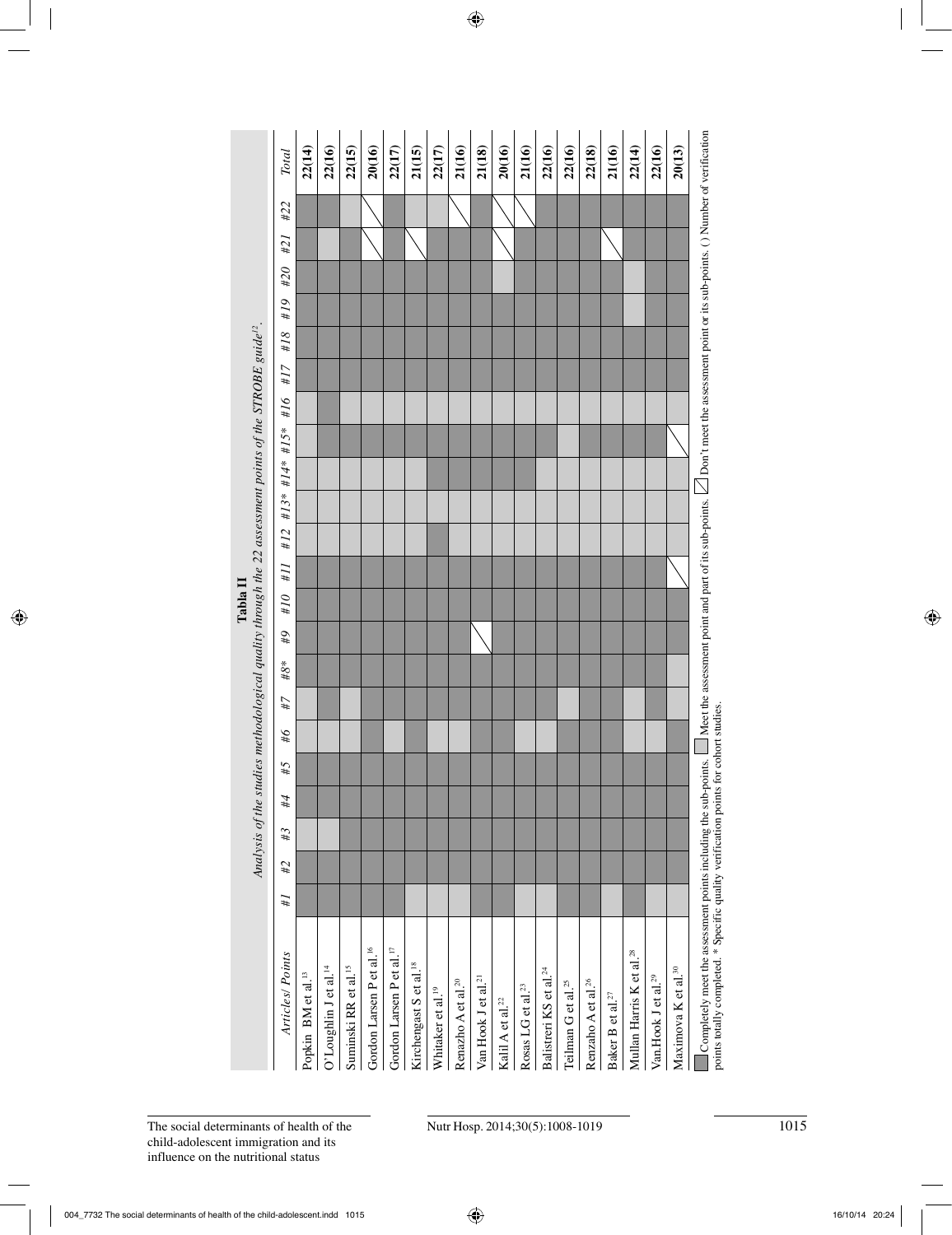**Tabla II**
*Analysis of the studies methodological quality through the 22 assessment points of the STROBE guide[12].*

| *Articles/ Points* | *#1* | *#2* | *#3* | *#4* | *#5* | *#6* | *#7* | *#8** | *#9* | *#10* | *#11* | *#12* | *#13** | *#14** | *#15** | *#16* | *#17* | *#18* | *#19* | *#20* | *#21* | *#22* | *Total* |
|---|---|---|---|---|---|---|---|---|---|---|---|---|---|---|---|---|---|---|---|---|---|---|---|
| Popkin BM et al.[13] | ■ | ■ | □ | ■ | ■ | □ | □ | ■ | ■ | ■ | ■ | □ | □ | □ | □ | □ | ■ | ■ | ■ | ■ | ■ | ■ | **22(14)** |
| O'Loughlin J et al.[14] | ■ | ■ | □ | ■ | ■ | □ | ■ | ■ | ■ | ■ | ■ | □ | □ | □ | ■ | ■ | ■ | ■ | ■ | ■ | □ | ■ | **22(16)** |
| Suminski RR et al.[15] | ■ | ■ | ■ | ■ | ■ | □ | □ | ■ | ■ | ■ | ■ | □ | □ | □ | ■ | □ | ■ | ■ | ■ | ■ | ■ | □ | **22(15)** |
| Gordon Larsen P et al.[16] | ■ | ■ | ■ | ■ | ■ | ■ | ■ | ■ | ■ | ■ | ■ | □ | □ | □ | ■ | □ | ■ | ■ | ■ | ■ | ⧄ | ⧄ | **20(16)** |
| Gordon Larsen P et al.[17] | ■ | ■ | ■ | ■ | ■ | □ | ■ | ■ | ■ | ■ | ■ | □ | □ | □ | ■ | □ | ■ | ■ | ■ | ■ | ■ | ■ | **22(17)** |
| Kirchengast S et al.[18] | □ | ■ | ■ | ■ | ■ | ■ | ■ | ■ | ■ | ■ | ■ | □ | □ | □ | ■ | □ | ■ | ■ | ■ | ■ | ⧄ | □ | **21(15)** |
| Whitaker et al.[19] | □ | ■ | ■ | ■ | ■ | □ | ■ | ■ | ■ | ■ | ■ | ■ | □ | ■ | ■ | □ | ■ | ■ | ■ | ■ | ■ | □ | **22(17)** |
| Renazho A et al.[20] | □ | ■ | ■ | ■ | ■ | □ | ■ | ■ | ■ | ■ | ■ | □ | □ | ■ | ■ | □ | ■ | ■ | ■ | ■ | ■ | ⧄ | **21(16)** |
| Van Hook J et al.[21] | ■ | ■ | ■ | ■ | ■ | ■ | ■ | ■ | ⧄ | ■ | ■ | □ | □ | ■ | ■ | □ | ■ | ■ | ■ | ■ | ■ | ■ | **21(18)** |
| Kalil A et al.[22] | ■ | ■ | ■ | ■ | ■ | ■ | ■ | ■ | ■ | ■ | ■ | □ | □ | ■ | ■ | □ | ■ | ■ | ■ | □ | ⧄ | ⧄ | **20(16)** |
| Rosas LG et al.[23] | □ | ■ | ■ | ■ | ■ | □ | ■ | ■ | ■ | ■ | ■ | □ | □ | ■ | ■ | □ | ■ | ■ | ■ | ■ | ■ | ⧄ | **21(16)** |
| Balistreri KS et al.[24] | □ | ■ | ■ | ■ | ■ | □ | ■ | ■ | ■ | ■ | ■ | □ | □ | □ | ■ | □ | ■ | ■ | ■ | ■ | ■ | ■ | **22(16)** |
| Teilman G et al.[25] | ■ | ■ | ■ | ■ | ■ | ■ | □ | ■ | ■ | ■ | ■ | □ | □ | □ | □ | □ | ■ | ■ | ■ | ■ | ■ | ■ | **22(16)** |
| Renzaho A et al.[26] | ■ | ■ | ■ | ■ | ■ | ■ | ■ | ■ | ■ | ■ | ■ | □ | □ | □ | ■ | □ | ■ | ■ | ■ | ■ | ■ | ■ | **22(18)** |
| Baker B et al.[27] | □ | ■ | ■ | ■ | ■ | ■ | ■ | ■ | ■ | ■ | ■ | □ | □ | □ | ■ | □ | ■ | ■ | ■ | ■ | ⧄ | ■ | **21(16)** |
| Mullan Harris K et al.[28] | ■ | ■ | ■ | ■ | ■ | □ | □ | ■ | ■ | ■ | ■ | □ | □ | □ | ■ | □ | ■ | ■ | □ | □ | ■ | ■ | **22(14)** |
| Van.Hook J et al.[29] | □ | ■ | ■ | ■ | ■ | □ | ■ | ■ | ■ | ■ | ■ | □ | □ | □ | ■ | □ | ■ | ■ | ■ | ■ | ■ | ■ | **22(16)** |
| Maximova K et al.[30] | □ | ■ | ■ | ■ | ■ | ■ | □ | □ | ■ | ■ | ⧄ | □ | □ | □ | ⧄ | □ | ■ | ■ | ■ | ■ | ■ | ■ | **20(13)** |

■ Completely meet the assessment points including the sub-points. □ Meet the assessment point and part of its sub-points. ⧄ Don't meet the assessment point or its sub-points. ( ) Number of verification points totally completed. * Specific quality verification points for cohort studies.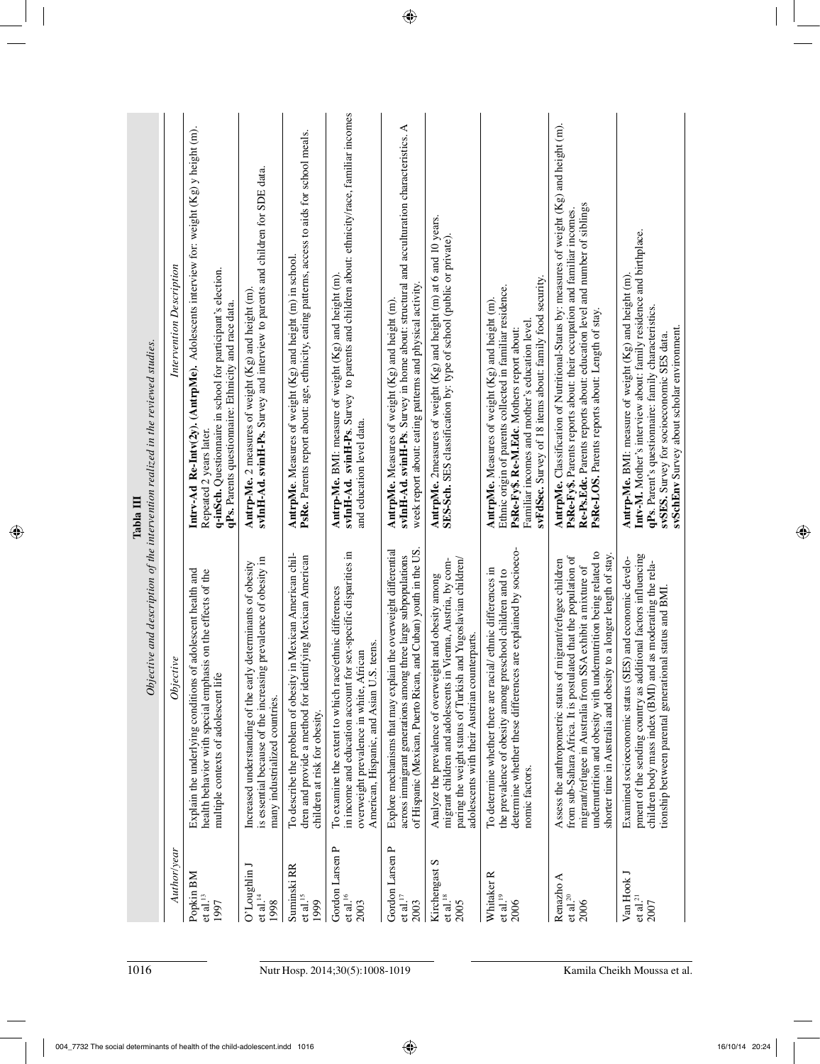**Tabla III**

*Objective and description of the intervention realized in the reviewed studies.*

| *Author/year* | *Objective* | *Intervention Description* |
|---|---|---|
| Popkin BM et al.[13] 1997 | Explain the underlying conditions of adolescent health and health behavior with special emphasis on the effects of the multiple contexts of adolescent life | **Intrv-Ad Re-Intv(2y). (AntrpMe).** Adolescents interview for: weight (Kg) y height (m). Repeated 2 years later. **q-inSch.** Questionnaire in school for participant's election. **qPs.** Parents questionnaire: Ethnicity and race data. |
| O'Loughlin J et al.[14] 1998 | Increased understanding of the early determinants of obesity is essential because of the increasing prevalence of obesity in many industrialized countries. | **Antrp-Me.** 2 measures of weight (Kg) and height (m). **svInH-Ad. svinH-Ps.** Survey and interview to parents and children for SDE data. |
| Suminski RR et al.[15] 1999 | To describe the problem of obesity in Mexican American children and provide a method for identifying Mexican American children at risk for obesity. | **AntrpMe.** Measures of weight (Kg) and height (m) in school. **PsRe.** Parents report about: age, ethnicity, eating patterns, access to aids for school meals. |
| Gordon Larsen P et al.[16] 2003 | To examine the extent to which race/ethnic differences in income and education account for sex-specific disparities in overweight prevalence in white, African American, Hispanic, and Asian U.S. teens. | **Antrp-Me.** BMI: measure of weight (Kg) and height (m). **svInH-Ad. svinH-Ps.** Survey to parents and children about: ethnicity/race, familiar incomes and education level data. |
| Gordon Larsen P et al.[17] 2003 | Explore mechanisms that may explain the overweight differential across immigrant generations among three large subpopulations of Hispanic (Mexican, Puerto Rican, and Cuban) youth in the US. | **AntrpMe.** Measures of weight (Kg) and height (m). **svInH-Ad. svInH-Ps.** Survey in home about: structural and acculturation characteristics. A week report about: eating patterns and physical activity. |
| Kirchengast S et al.[18] 2005 | Analyze the prevalence of overweight and obesity among migrant children and adolescents in Vienna, Austria, by comparing the weight status of Turkish and Yugoslavian children/adolescents with their Austrian counterparts. | **AntrpMe.** 2measures of weight (Kg) and height (m) at 6 and 10 years. **SES-Sch.** SES classification by: type of school (public or private). |
| Whitaker R et al.[19] 2006 | To determine whether there are racial/ ethnic differences in the prevalence of obesity among preschool children and to determine whether these differences are explained by socioeconomic factors. | **AntrpMe.** Measures of weight (Kg) and height (m). Ethnic origin of parents collected in familiar residence. **PsRe-Fy$. Re-M.Edc.** Mothers report about: Familiar incomes and mother's education level. **svFdSec.** Survey of 18 items about: family food security. |
| Renazho A et al.[20] 2006 | Assess the anthropometric status of migrant/refugee children from sub-Sahara Africa. It is postulated that the population of migrant/refugee in Australia from SSA exhibit a mixture of undernutrition and obesity with undernutrition being related to shorter time in Australia and obesity to a longer length of stay. | **AntrpMe.** Classification of Nutritional-Status by: measures of weight (Kg) and height (m). **PsRe-Fy$.** Parents reports about: their occupation and familiar incomes. **Re-Ps.Edc.** Parents reports about: education level and number of siblings **PsRe-LOS.** Parents reports about: Length of stay. |
| Van Hook J et al.[21] 2007 | Examined socioeconomic status (SES) and economic development of the sending country as additional factors influencing children body mass index (BMI) and as moderating the relationship between parental generational status and BMI. | **Antrp-Me.** BMI: measure of weight (Kg) and height (m). **Intv-M.** Mother's interview about: family residence and birthplace. **qPs.** Parent's questionnaire: family characteristics. **svSES.** Survey for socioeconomic SES data. **svSchEnv** Survey about scholar environment. |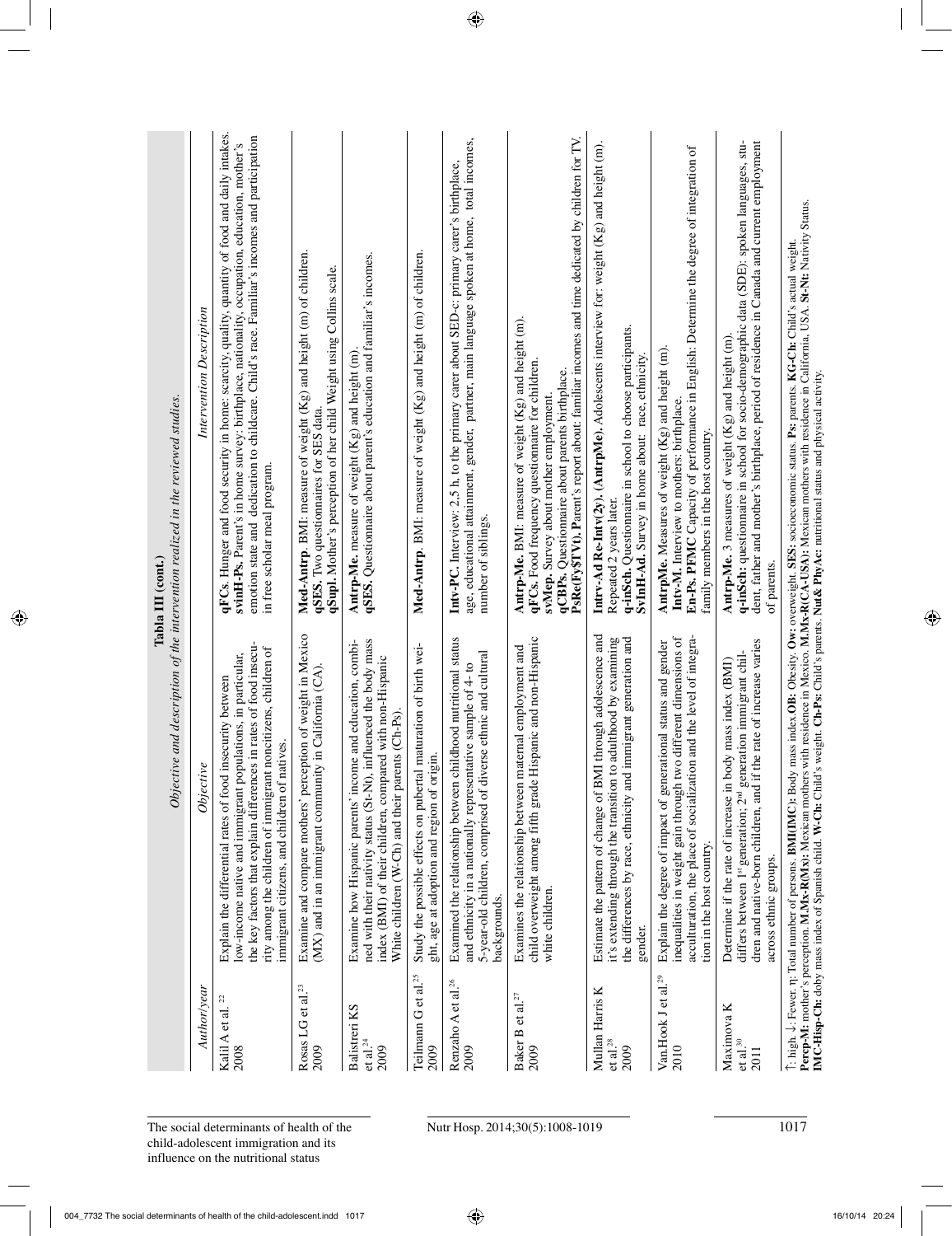**Tabla III (cont.)**
*Objective and description of the intervention realized in the reviewed studies.*

| *Author/year* | *Objective* | *Intervention Description* |
|---|---|---|
| Kalil A et al.[22] 2008 | Explain the differential rates of food insecurity between low-income native and immigrant populations, in particular, the key factors that explain differences in rates of food insecurity among the children of immigrant noncitizens, children of immigrant citizens, and children of natives. | **qFCs**. Hunger and food security in home: scarcity, quality, quantity of food and daily intakes. **svinH-Ps.** Parent's in home survey: birthplace, nationality, occupation, education, mother's emotion state and dedication to childcare. Child's race. Familiar's incomes and participation in free scholar meal program. |
| Rosas LG et al.[23] 2009 | Examine and compare mothers' perception of weight in Mexico (MX) and in an immigrant community in California (CA). | **Med-Antrp**. BMI: measure of weight (Kg) and height (m) of children. **qSES.** Two questionnaires for SES data. **qSupl.** Mother's perception of her child Weight using Collins scale. |
| Balistreri KS et al.[24] 2009 | Examine how Hispanic parents' income and education, combined with their nativity status (St-Nt), influenced the body mass index (BMI) of their children, compared with non-Hispanic White children (W-Ch) and their parents (Ch-Ps). | **Antrp-Me.** measure of weight (Kg) and height (m). **qSES**. Questionnaire about parent's education and familiar's incomes. |
| Teilmann G et al.[25] 2009 | Study the possible effects on pubertal maturation of birth weight, age at adoption and region of origin. | **Med-Antrp**. BMI: measure of weight (Kg) and height (m) of children. |
| Renzaho A et al.[26] 2009 | Examined the relationship between childhood nutritional status and ethnicity in a nationally representative sample of 4- to 5-year-old children, comprised of diverse ethnic and cultural backgrounds. | **Intv-PC**. Interview: 2,5 h, to the primary carer about SED-c: primary carer's birthplace, age, educational attainment, gender, partner, main language spoken at home, total incomes, number of siblings. |
| Baker B et al.[27] 2009 | Examines the relationship between maternal employment and child overweight among fifth grade Hispanic and non-Hispanic white children. | **Antrp-Me.** BMI: measure of weight (Kg) and height (m). **qFCs.** Food frequency questionnaire for children. **svMep.** Survey about mother employment. **qCBPs.** Questionnaire about parents birthplace. **PsRe(FySTVt).** Parent's report about: familiar incomes and time dedicated by children for TV. |
| Mullan Harris K et al.[28] 2009 | Estimate the pattern of change of BMI through adolescence and it's extending through the transition to adulthood by examining the differences by race, ethnicity and immigrant generation and gender. | **Intrv-Ad Re-Intv(2y). (AntrpMe).** Adolescents interview for: weight (Kg) and height (m). Repeated 2 years later. **q-inSch.** Questionnaire in school to choose participants. **SvInH-Ad.** Survey in home about: race, ethnicity. |
| Van Hook J et al.[29] 2010 | Explain the degree of impact of generational status and gender inequalities in weight gain through two different dimensions of acculturation, the place of socialization and the level of integration in the host country. | **AntrpMe.** Measures of weight (Kg) and height (m). **Intv-M.** Interview to mothers: birthplace. **En-Ps. PFMC** Capacity of performance in English: Determine the degree of integration of family members in the host country. |
| Maximova K et al.[30] 2011 | Determine if the rate of increase in body mass index (BMI) differs between 1[st] generation; 2[nd] generation immigrant children and native-born children, and if the rate of increase varies across ethnic groups. | **Antrp-Me.** 3 measures of weight (Kg) and height (m). **q-inSch:** questionnaire in school for socio-demographic data (SDE): spoken languages, student, father and mother's birthplace, period of residence in Canada and current employment of parents. |

↑: high. ↓: Fewer. η: Total number of persons. **BMI(IMC):** Body mass index.**OB:** Obesity. **Ow:** overweight. **SES:** socioeconomic status. **Ps:** parents. **KG-Ch:** Child's actual weight. **Percp-M:** mother's perception. **M.Mx-R(Mx):** Mexican mothers with residence in Mexico. **M.Mx-R(CA-USA):** Mexican mothers with residence in California, USA. **St-Nt:** Nativity Status. **IMC-Hisp-Ch:** doby mass index of Spanish child. **W-Ch:** Child's weight. **Ch-Ps:** Child's parents. **Nut& PhyAc:** nutritional status and physical activity.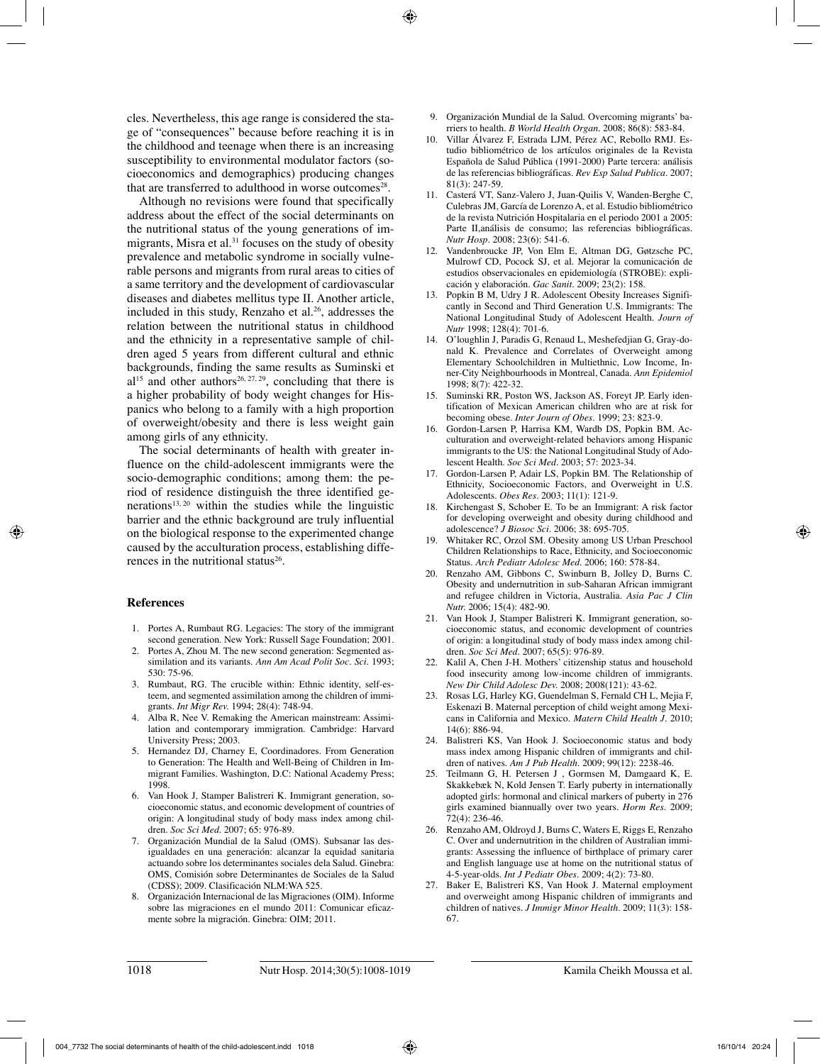cles. Nevertheless, this age range is considered the stage of "consequences" because before reaching it is in the childhood and teenage when there is an increasing susceptibility to environmental modulator factors (socioeconomics and demographics) producing changes that are transferred to adulthood in worse outcomes[28].

Although no revisions were found that specifically address about the effect of the social determinants on the nutritional status of the young generations of immigrants, Misra et al.[31] focuses on the study of obesity prevalence and metabolic syndrome in socially vulnerable persons and migrants from rural areas to cities of a same territory and the development of cardiovascular diseases and diabetes mellitus type II. Another article, included in this study, Renzaho et al.[26], addresses the relation between the nutritional status in childhood and the ethnicity in a representative sample of children aged 5 years from different cultural and ethnic backgrounds, finding the same results as Suminski et al[15] and other authors[26, 27, 29], concluding that there is a higher probability of body weight changes for Hispanics who belong to a family with a high proportion of overweight/obesity and there is less weight gain among girls of any ethnicity.

The social determinants of health with greater influence on the child-adolescent immigrants were the socio-demographic conditions; among them: the period of residence distinguish the three identified generations[13, 20] within the studies while the linguistic barrier and the ethnic background are truly influential on the biological response to the experimented change caused by the acculturation process, establishing differences in the nutritional status[26].

## References

1. Portes A, Rumbaut RG. Legacies: The story of the immigrant second generation. New York: Russell Sage Foundation; 2001.
2. Portes A, Zhou M. The new second generation: Segmented assimilation and its variants. *Ann Am Acad Polit Soc. Sci*. 1993; 530: 75-96.
3. Rumbaut, RG. The crucible within: Ethnic identity, self-esteem, and segmented assimilation among the children of immigrants. *Int Migr Rev*. 1994; 28(4): 748-94.
4. Alba R, Nee V. Remaking the American mainstream: Assimilation and contemporary immigration. Cambridge: Harvard University Press; 2003.
5. Hernandez DJ, Charney E, Coordinadores. From Generation to Generation: The Health and Well-Being of Children in Immigrant Families. Washington, D.C: National Academy Press; 1998.
6. Van Hook J, Stamper Balistreri K. Immigrant generation, socioeconomic status, and economic development of countries of origin: A longitudinal study of body mass index among children. *Soc Sci Med*. 2007; 65: 976-89.
7. Organización Mundial de la Salud (OMS). Subsanar las desigualdades en una generación: alcanzar la equidad sanitaria actuando sobre los determinantes sociales dela Salud. Ginebra: OMS, Comisión sobre Determinantes de Sociales de la Salud (CDSS); 2009. Clasificación NLM:WA 525.
8. Organización Internacional de las Migraciones (OIM). Informe sobre las migraciones en el mundo 2011: Comunicar eficazmente sobre la migración. Ginebra: OIM; 2011.
9. Organización Mundial de la Salud. Overcoming migrants' barriers to health. *B World Health Organ*. 2008; 86(8): 583-84.
10. Villar Álvarez F, Estrada LJM, Pérez AC, Rebollo RMJ. Estudio bibliométrico de los artículos originales de la Revista Española de Salud Pública (1991-2000) Parte tercera: análisis de las referencias bibliográficas. *Rev Esp Salud Publica*. 2007; 81(3): 247-59.
11. Casterá VT, Sanz-Valero J, Juan-Quilis V, Wanden-Berghe C, Culebras JM, García de Lorenzo A, et al. Estudio bibliométrico de la revista Nutrición Hospitalaria en el periodo 2001 a 2005: Parte II,análisis de consumo; las referencias bibliográficas. *Nutr Hosp*. 2008; 23(6): 541-6.
12. Vandenbroucke JP, Von Elm E, Altman DG, Gøtzsche PC, Mulrowf CD, Pocock SJ, et al. Mejorar la comunicación de estudios observacionales en epidemiología (STROBE): explicación y elaboración. *Gac Sanit*. 2009; 23(2): 158.
13. Popkin B M, Udry J R. Adolescent Obesity Increases Significantly in Second and Third Generation U.S. Immigrants: The National Longitudinal Study of Adolescent Health. *Journ of Nutr* 1998; 128(4): 701-6.
14. O'loughlin J, Paradis G, Renaud L, Mesefedjian G, Gray-donald K. Prevalence and Correlates of Overweight among Elementary Schoolchildren in Multiethnic, Low Income, Inner-City Neighbourhoods in Montreal, Canada. *Ann Epidemiol* 1998; 8(7): 422-32.
15. Suminski RR, Poston WS, Jackson AS, Foreyt JP. Early identification of Mexican American children who are at risk for becoming obese. *Inter Journ of Obes*. 1999; 23: 823-9.
16. Gordon-Larsen P, Harrisa KM, Wardb DS, Popkin BM. Acculturation and overweight-related behaviors among Hispanic immigrants to the US: the National Longitudinal Study of Adolescent Health. *Soc Sci Med*. 2003; 57: 2023-34.
17. Gordon-Larsen P, Adair LS, Popkin BM. The Relationship of Ethnicity, Socioeconomic Factors, and Overweight in U.S. Adolescents. *Obes Res*. 2003; 11(1): 121-9.
18. Kirchengast S, Schober E. To be an Immigrant: A risk factor for developing overweight and obesity during childhood and adolescence? *J Biosoc Sci*. 2006; 38: 695-705.
19. Whitaker RC, Orzol SM. Obesity among US Urban Preschool Children Relationships to Race, Ethnicity, and Socioeconomic Status. *Arch Pediatr Adolesc Med*. 2006; 160: 578-84.
20. Renzaho AM, Gibbons C, Swinburn B, Jolley D, Burns C. Obesity and undernutrition in sub-Saharan African immigrant and refugee children in Victoria, Australia. *Asia Pac J Clin Nutr*. 2006; 15(4): 482-90.
21. Van Hook J, Stamper Balistreri K. Immigrant generation, socioeconomic status, and economic development of countries of origin: a longitudinal study of body mass index among children. *Soc Sci Med*. 2007; 65(5): 976-89.
22. Kalil A, Chen J-H. Mothers' citizenship status and household food insecurity among low-income children of immigrants. *New Dir Child Adolesc Dev*. 2008; 2008(121): 43-62.
23. Rosas LG, Harley KG, Guendelman S, Fernald CH L, Mejia F, Eskenazi B. Maternal perception of child weight among Mexicans in California and Mexico. *Matern Child Health J*. 2010; 14(6): 886-94.
24. Balistreri KS, Van Hook J. Socioeconomic status and body mass index among Hispanic children of immigrants and children of natives. *Am J Pub Health*. 2009; 99(12): 2238-46.
25. Teilmann G, H. Petersen J , Gormsen M, Damgaard K, E. Skakkebæk N, Kold Jensen T. Early puberty in internationally adopted girls: hormonal and clinical markers of puberty in 276 girls examined biannually over two years. *Horm Res*. 2009; 72(4): 236-46.
26. Renzaho AM, Oldroyd J, Burns C, Waters E, Riggs E, Renzaho C. Over and undernutrition in the children of Australian immigrants: Assessing the influence of birthplace of primary carer and English language use at home on the nutritional status of 4-5-year-olds. *Int J Pediatr Obes*. 2009; 4(2): 73-80.
27. Baker E, Balistreri KS, Van Hook J. Maternal employment and overweight among Hispanic children of immigrants and children of natives. *J Immigr Minor Health*. 2009; 11(3): 158-67.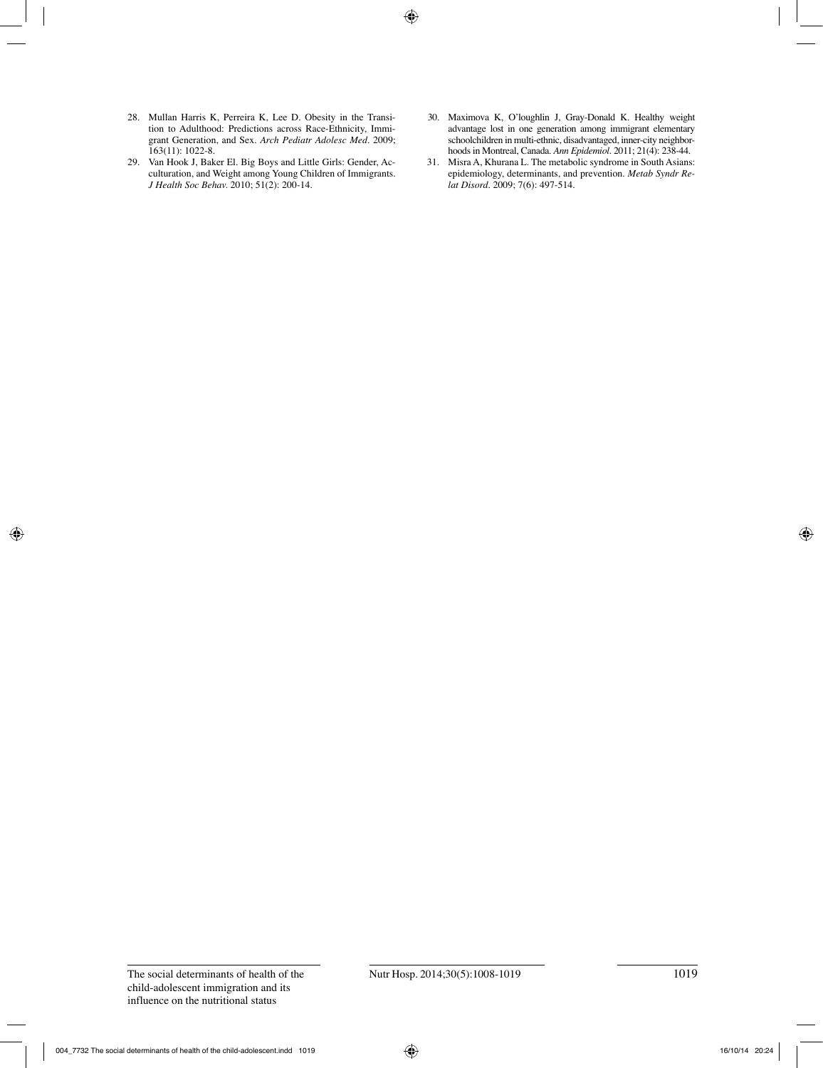28. Mullan Harris K, Perreira K, Lee D. Obesity in the Transition to Adulthood: Predictions across Race-Ethnicity, Immigrant Generation, and Sex. *Arch Pediatr Adolesc Med*. 2009; 163(11): 1022-8.
29. Van Hook J, Baker El. Big Boys and Little Girls: Gender, Acculturation, and Weight among Young Children of Immigrants. *J Health Soc Behav*. 2010; 51(2): 200-14.
30. Maximova K, O'loughlin J, Gray-Donald K. Healthy weight advantage lost in one generation among immigrant elementary schoolchildren in multi-ethnic, disadvantaged, inner-city neighborhoods in Montreal, Canada. *Ann Epidemiol*. 2011; 21(4): 238-44.
31. Misra A, Khurana L. The metabolic syndrome in South Asians: epidemiology, determinants, and prevention. *Metab Syndr Relat Disord*. 2009; 7(6): 497-514.